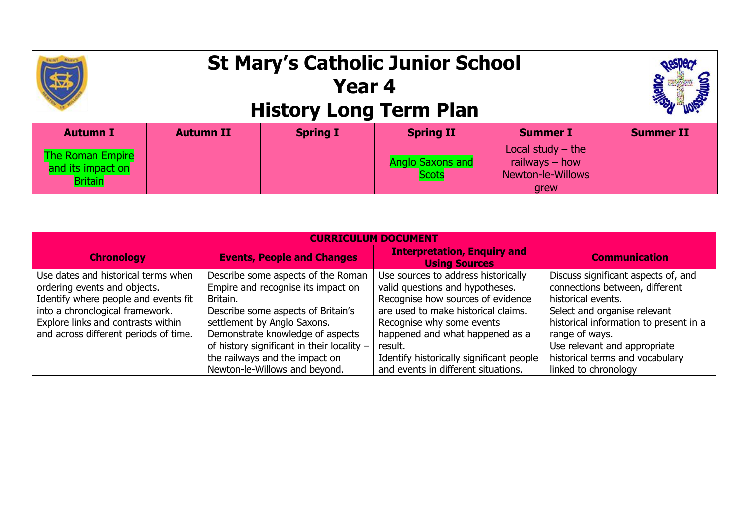# St Mary's Catholic Junior School
# Year 4
# History Long Term Plan

| Autumn I | Autumn II | Spring I | Spring II | Summer I | Summer II |
|---|---|---|---|---|---|
| The Roman Empire and its impact on Britain | | | Anglo Saxons and Scots | Local study – the railways – how Newton-le-Willows grew | |

| CURRICULUM DOCUMENT | | | |
|---|---|---|---|
| **Chronology** | **Events, People and Changes** | **Interpretation, Enquiry and Using Sources** | **Communication** |
| Use dates and historical terms when ordering events and objects. Identify where people and events fit into a chronological framework. Explore links and contrasts within and across different periods of time. | Describe some aspects of the Roman Empire and recognise its impact on Britain. Describe some aspects of Britain's settlement by Anglo Saxons. Demonstrate knowledge of aspects of history significant in their locality – the railways and the impact on Newton-le-Willows and beyond. | Use sources to address historically valid questions and hypotheses. Recognise how sources of evidence are used to make historical claims. Recognise why some events happened and what happened as a result. Identify historically significant people and events in different situations. | Discuss significant aspects of, and connections between, different historical events. Select and organise relevant historical information to present in a range of ways. Use relevant and appropriate historical terms and vocabulary linked to chronology |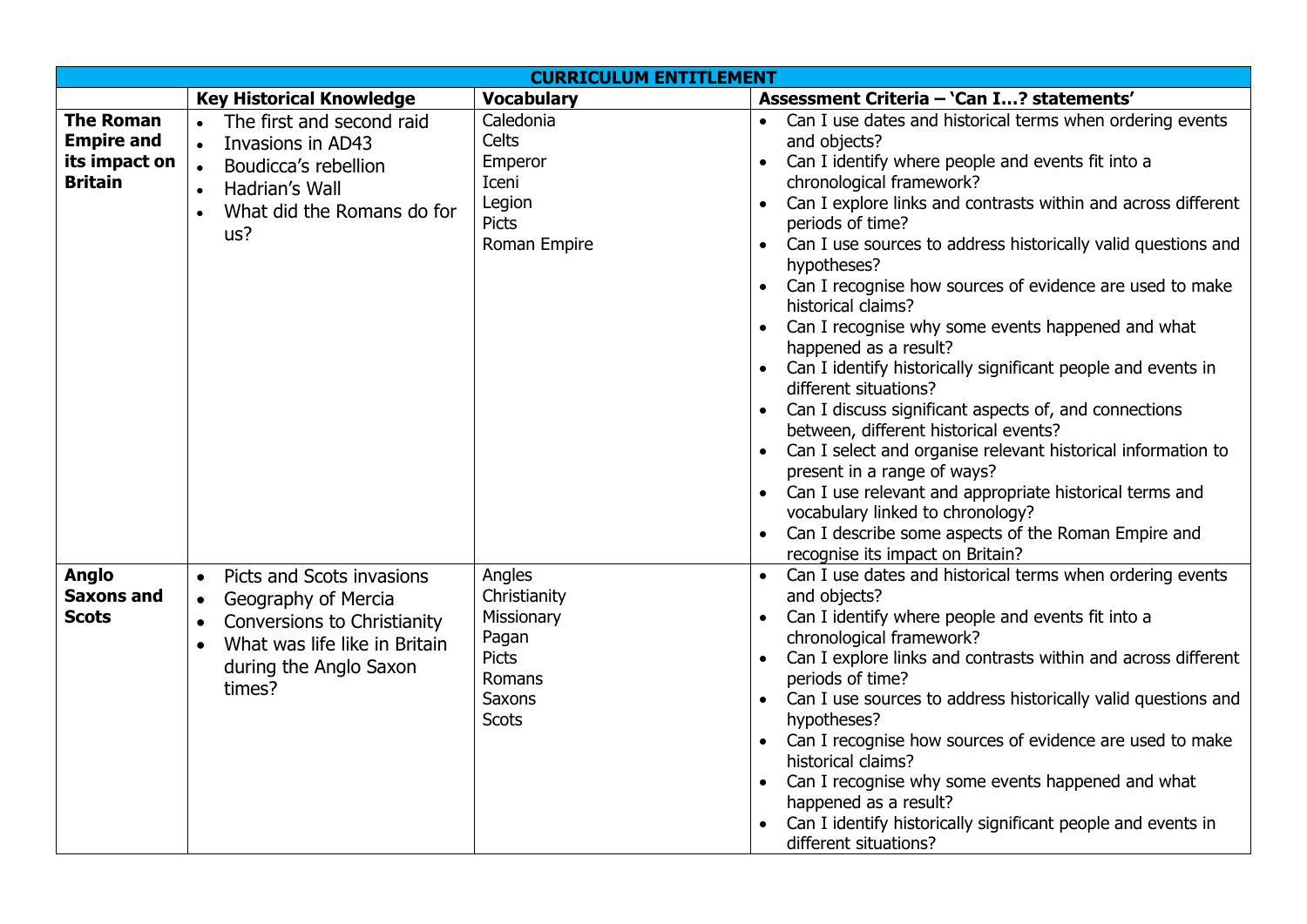| CURRICULUM ENTITLEMENT | | | |
|---|---|---|---|
| | **Key Historical Knowledge** | **Vocabulary** | **Assessment Criteria – 'Can I…? statements'** |
| **The Roman Empire and its impact on Britain** | <ul><li>The first and second raid</li><li>Invasions in AD43</li><li>Boudicca's rebellion</li><li>Hadrian's Wall</li><li>What did the Romans do for us?</li></ul> | Caledonia<br>Celts<br>Emperor<br>Iceni<br>Legion<br>Picts<br>Roman Empire | <ul><li>Can I use dates and historical terms when ordering events and objects?</li><li>Can I identify where people and events fit into a chronological framework?</li><li>Can I explore links and contrasts within and across different periods of time?</li><li>Can I use sources to address historically valid questions and hypotheses?</li><li>Can I recognise how sources of evidence are used to make historical claims?</li><li>Can I recognise why some events happened and what happened as a result?</li><li>Can I identify historically significant people and events in different situations?</li><li>Can I discuss significant aspects of, and connections between, different historical events?</li><li>Can I select and organise relevant historical information to present in a range of ways?</li><li>Can I use relevant and appropriate historical terms and vocabulary linked to chronology?</li><li>Can I describe some aspects of the Roman Empire and recognise its impact on Britain?</li></ul> |
| **Anglo Saxons and Scots** | <ul><li>Picts and Scots invasions</li><li>Geography of Mercia</li><li>Conversions to Christianity</li><li>What was life like in Britain during the Anglo Saxon times?</li></ul> | Angles<br>Christianity<br>Missionary<br>Pagan<br>Picts<br>Romans<br>Saxons<br>Scots | <ul><li>Can I use dates and historical terms when ordering events and objects?</li><li>Can I identify where people and events fit into a chronological framework?</li><li>Can I explore links and contrasts within and across different periods of time?</li><li>Can I use sources to address historically valid questions and hypotheses?</li><li>Can I recognise how sources of evidence are used to make historical claims?</li><li>Can I recognise why some events happened and what happened as a result?</li><li>Can I identify historically significant people and events in different situations?</li></ul> |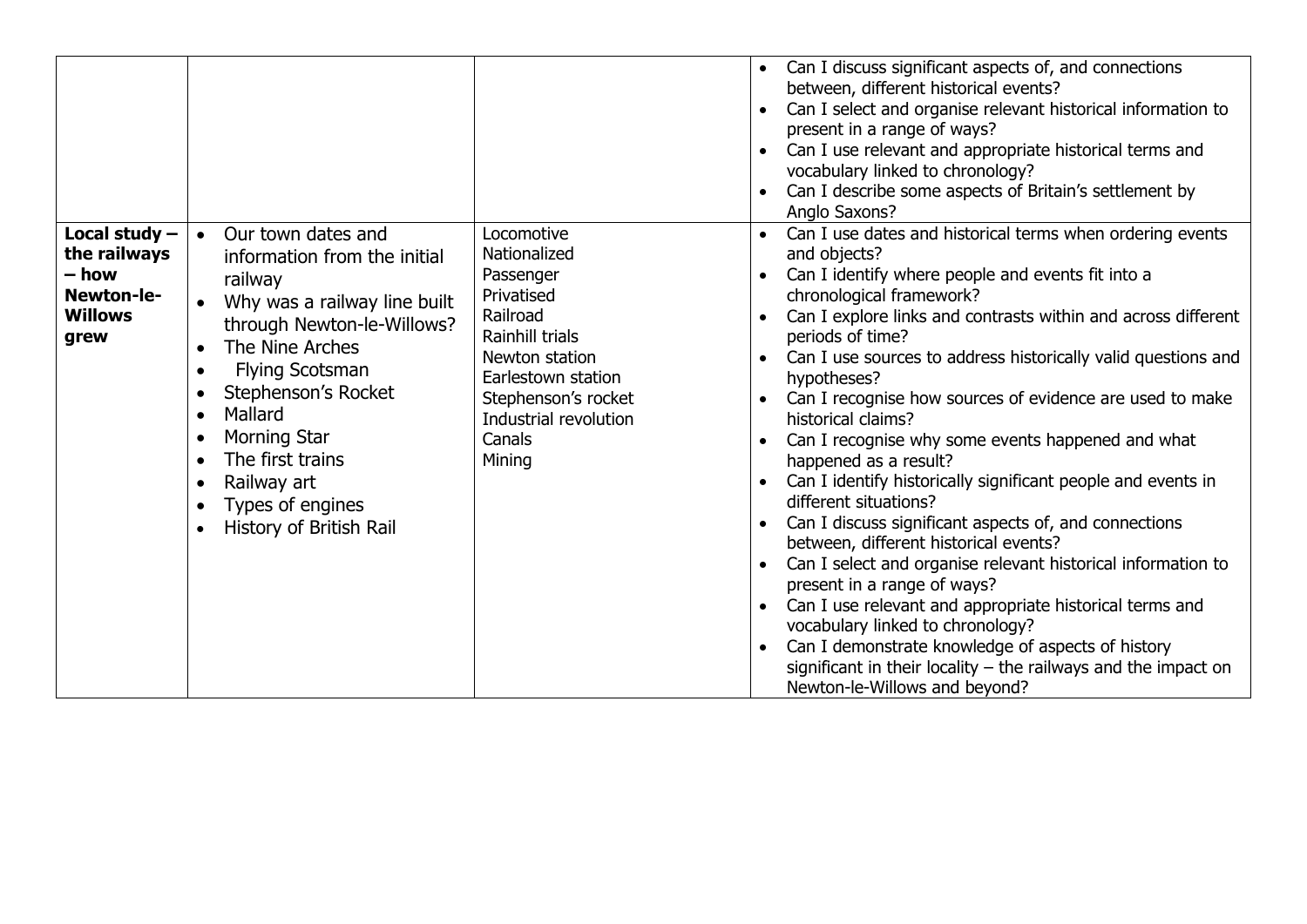| | | | |
|---|---|---|---|
| | | | <ul><li>Can I discuss significant aspects of, and connections between, different historical events?</li><li>Can I select and organise relevant historical information to present in a range of ways?</li><li>Can I use relevant and appropriate historical terms and vocabulary linked to chronology?</li><li>Can I describe some aspects of Britain's settlement by Anglo Saxons?</li></ul> |
| **Local study – the railways – how Newton-le-Willows grew** | <ul><li>Our town dates and information from the initial railway</li><li>Why was a railway line built through Newton-le-Willows?</li><li>The Nine Arches</li><li>Flying Scotsman</li><li>Stephenson's Rocket</li><li>Mallard</li><li>Morning Star</li><li>The first trains</li><li>Railway art</li><li>Types of engines</li><li>History of British Rail</li></ul> | Locomotive<br>Nationalized<br>Passenger<br>Privatised<br>Railroad<br>Rainhill trials<br>Newton station<br>Earlestown station<br>Stephenson's rocket<br>Industrial revolution<br>Canals<br>Mining | <ul><li>Can I use dates and historical terms when ordering events and objects?</li><li>Can I identify where people and events fit into a chronological framework?</li><li>Can I explore links and contrasts within and across different periods of time?</li><li>Can I use sources to address historically valid questions and hypotheses?</li><li>Can I recognise how sources of evidence are used to make historical claims?</li><li>Can I recognise why some events happened and what happened as a result?</li><li>Can I identify historically significant people and events in different situations?</li><li>Can I discuss significant aspects of, and connections between, different historical events?</li><li>Can I select and organise relevant historical information to present in a range of ways?</li><li>Can I use relevant and appropriate historical terms and vocabulary linked to chronology?</li><li>Can I demonstrate knowledge of aspects of history significant in their locality – the railways and the impact on Newton-le-Willows and beyond?</li></ul> |